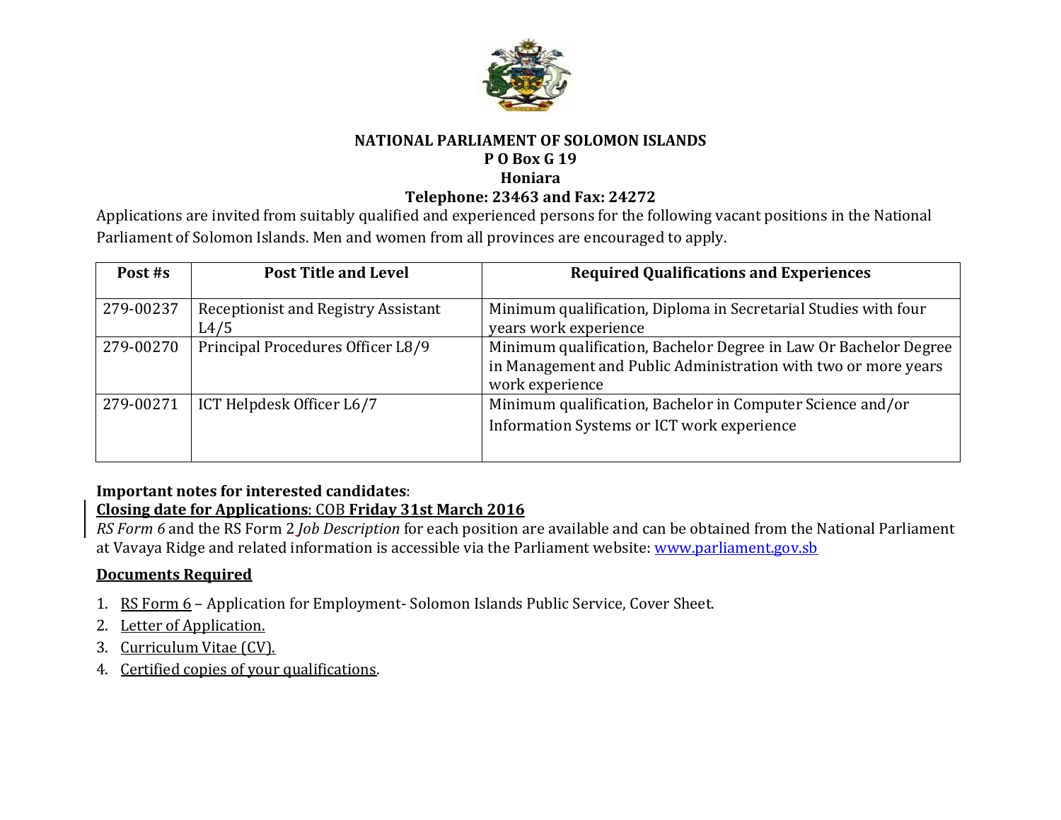**NATIONAL PARLIAMENT OF SOLOMON ISLANDS**
**P O Box G 19**
**Honiara**
**Telephone: 23463 and Fax: 24272**

Applications are invited from suitably qualified and experienced persons for the following vacant positions in the National Parliament of Solomon Islands. Men and women from all provinces are encouraged to apply.

| Post #s | Post Title and Level | Required Qualifications and Experiences |
|---|---|---|
| 279-00237 | Receptionist and Registry Assistant L4/5 | Minimum qualification, Diploma in Secretarial Studies with four years work experience |
| 279-00270 | Principal Procedures Officer L8/9 | Minimum qualification, Bachelor Degree in Law Or Bachelor Degree in Management and Public Administration with two or more years work experience |
| 279-00271 | ICT Helpdesk Officer L6/7 | Minimum qualification, Bachelor in Computer Science and/or Information Systems or ICT work experience |

**Important notes for interested candidates**:

**Closing date for Applications**: COB **Friday 31st March 2016**

*RS Form 6* and the RS Form 2 *Job Description* for each position are available and can be obtained from the National Parliament at Vavaya Ridge and related information is accessible via the Parliament website: www.parliament.gov.sb

**Documents Required**

1. RS Form 6 – Application for Employment- Solomon Islands Public Service, Cover Sheet.
2. Letter of Application.
3. Curriculum Vitae (CV).
4. Certified copies of your qualifications.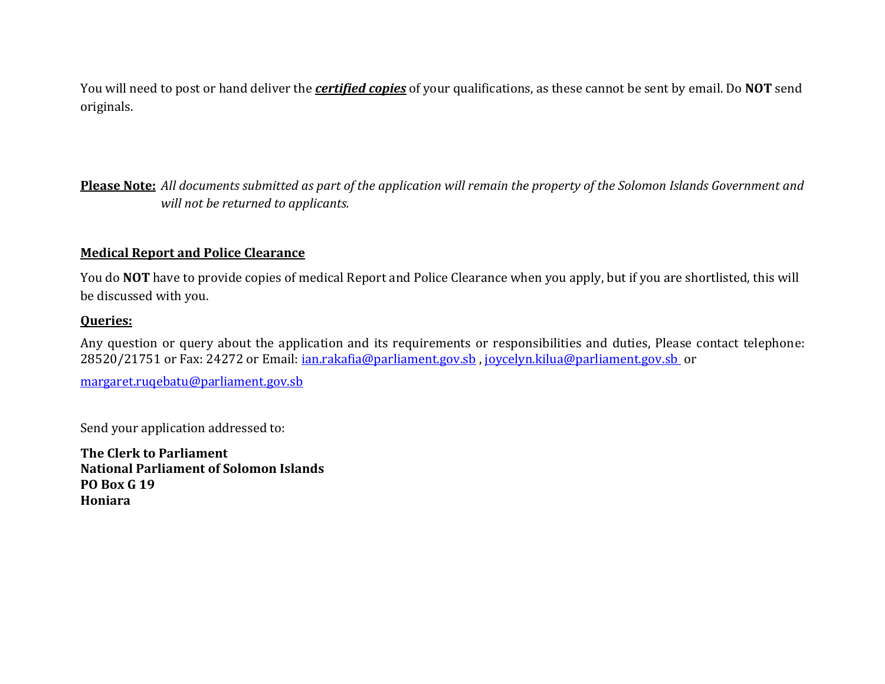You will need to post or hand deliver the ***certified copies*** of your qualifications, as these cannot be sent by email. Do **NOT** send originals.

**Please Note:** *All documents submitted as part of the application will remain the property of the Solomon Islands Government and will not be returned to applicants.*

**Medical Report and Police Clearance**

You do **NOT** have to provide copies of medical Report and Police Clearance when you apply, but if you are shortlisted, this will be discussed with you.

**Queries:**

Any question or query about the application and its requirements or responsibilities and duties, Please contact telephone: 28520/21751 or Fax: 24272 or Email: ian.rakafia@parliament.gov.sb , joycelyn.kilua@parliament.gov.sb or

margaret.ruqebatu@parliament.gov.sb

Send your application addressed to:

**The Clerk to Parliament**
**National Parliament of Solomon Islands**
**PO Box G 19**
**Honiara**